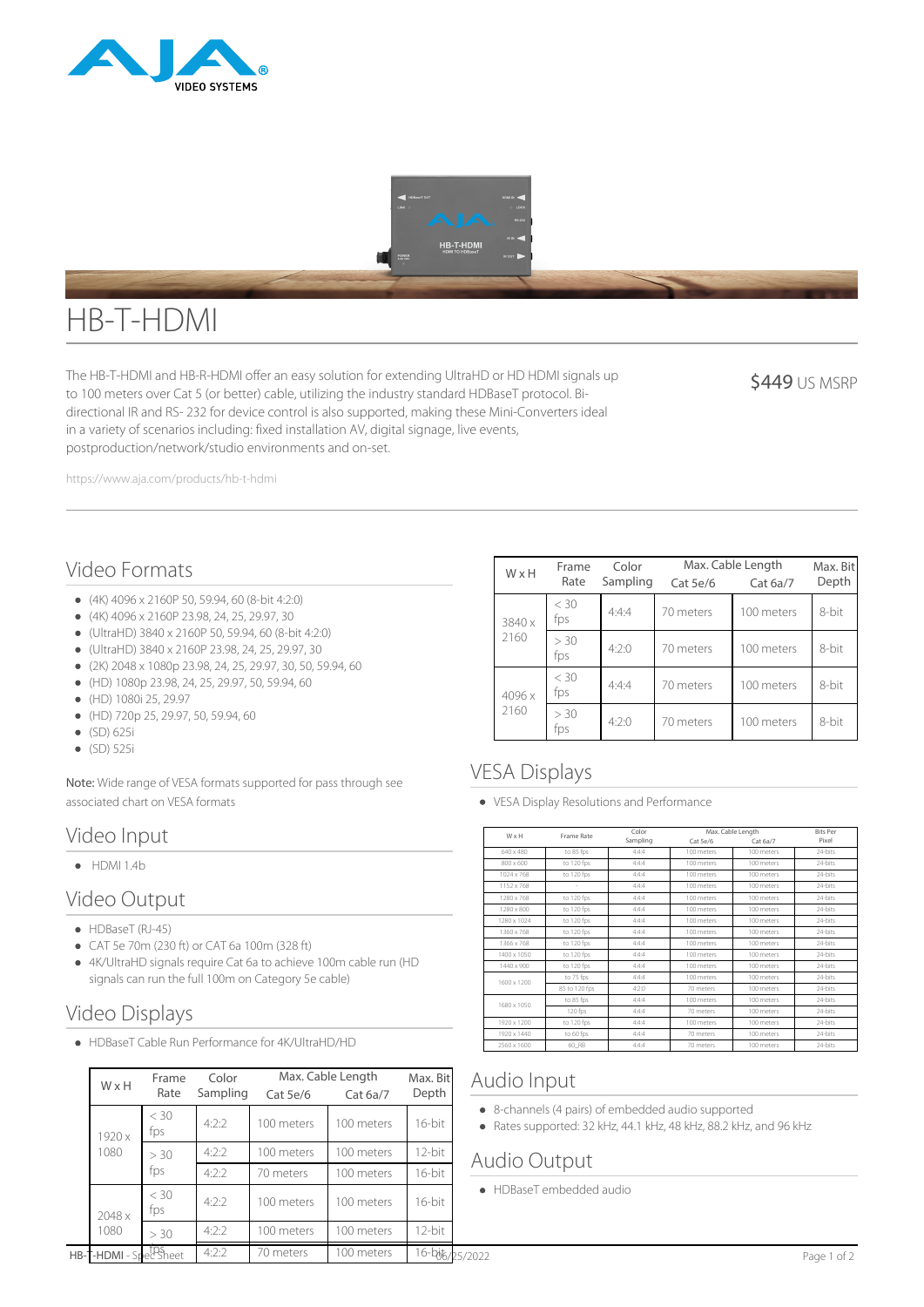# HB-T-HDMI

The HB-T-HDMI and HB-R-HDMI offer an easy solution for extending UltraHD or HD HDMI signals up to 100 meters over Cat 5 (or better) cable, utilizing the industry standard HDBaseT protocol. Bi-directional IR and RS- 232 for device control is also supported, making these Mini-Converters ideal in a variety of scenarios including: fixed installation AV, digital signage, live events, postproduction/network/studio environments and on-set.

$449 US MSRP

https://www.aja.com/products/hb-t-hdmi

## Video Formats

- (4K) 4096 x 2160P 50, 59.94, 60 (8-bit 4:2:0)
- (4K) 4096 x 2160P 23.98, 24, 25, 29.97, 30
- (UltraHD) 3840 x 2160P 50, 59.94, 60 (8-bit 4:2:0)
- (UltraHD) 3840 x 2160P 23.98, 24, 25, 29.97, 30
- (2K) 2048 x 1080p 23.98, 24, 25, 29.97, 30, 50, 59.94, 60
- (HD) 1080p 23.98, 24, 25, 29.97, 50, 59.94, 60
- (HD) 1080i 25, 29.97
- (HD) 720p 25, 29.97, 50, 59.94, 60
- (SD) 625i
- (SD) 525i

**Note:** Wide range of VESA formats supported for pass through see associated chart on VESA formats

## Video Input

- HDMI 1.4b

## Video Output

- HDBaseT (RJ-45)
- CAT 5e 70m (230 ft) or CAT 6a 100m (328 ft)
- 4K/UltraHD signals require Cat 6a to achieve 100m cable run (HD signals can run the full 100m on Category 5e cable)

## Video Displays

- HDBaseT Cable Run Performance for 4K/UltraHD/HD

| W x H | Frame Rate | Color Sampling | Max. Cable Length | | Max. Bit Depth |
|---|---|---|---|---|---|
| | | | Cat 5e/6 | Cat 6a/7 | |
| 1920 x 1080 | < 30 fps | 4:2:2 | 100 meters | 100 meters | 16-bit |
| | > 30 fps | 4:2:2 | 100 meters | 100 meters | 12-bit |
| | | 4:2:2 | 70 meters | 100 meters | 16-bit |
| 2048 x 1080 | < 30 fps | 4:2:2 | 100 meters | 100 meters | 16-bit |
| | > 30 fps | 4:2:2 | 100 meters | 100 meters | 12-bit |
| | | 4:2:2 | 70 meters | 100 meters | 16-bit |

| W x H | Frame Rate | Color Sampling | Max. Cable Length | | Max. Bit Depth |
|---|---|---|---|---|---|
| | | | Cat 5e/6 | Cat 6a/7 | |
| 3840 x 2160 | < 30 fps | 4:4:4 | 70 meters | 100 meters | 8-bit |
| | > 30 fps | 4:2:0 | 70 meters | 100 meters | 8-bit |
| 4096 x 2160 | < 30 fps | 4:4:4 | 70 meters | 100 meters | 8-bit |
| | > 30 fps | 4:2:0 | 70 meters | 100 meters | 8-bit |

## VESA Displays

- VESA Display Resolutions and Performance

| W x H | Frame Rate | Color Sampling | Max. Cable Length | | Bits Per Pixel |
|---|---|---|---|---|---|
| | | | Cat 5e/6 | Cat 6a/7 | |
| 640 x 480 | to 85 fps | 4:4:4 | 100 meters | 100 meters | 24-bits |
| 800 x 600 | to 120 fps | 4:4:4 | 100 meters | 100 meters | 24-bits |
| 1024 x 768 | to 120 fps | 4:4:4 | 100 meters | 100 meters | 24-bits |
| 1152 x 768 | - | 4:4:4 | 100 meters | 100 meters | 24-bits |
| 1280 x 768 | to 120 fps | 4:4:4 | 100 meters | 100 meters | 24-bits |
| 1280 x 800 | to 120 fps | 4:4:4 | 100 meters | 100 meters | 24-bits |
| 1280 x 1024 | to 120 fps | 4:4:4 | 100 meters | 100 meters | 24-bits |
| 1360 x 768 | to 120 fps | 4:4:4 | 100 meters | 100 meters | 24-bits |
| 1366 x 768 | to 120 fps | 4:4:4 | 100 meters | 100 meters | 24-bits |
| 1400 x 1050 | to 120 fps | 4:4:4 | 100 meters | 100 meters | 24-bits |
| 1440 x 900 | to 120 fps | 4:4:4 | 100 meters | 100 meters | 24-bits |
| 1600 x 1200 | to 75 fps | 4:4:4 | 100 meters | 100 meters | 24-bits |
| | 85 to 120 fps | 4:2:0 | 70 meters | 100 meters | 24-bits |
| 1680 x 1050 | to 85 fps | 4:4:4 | 100 meters | 100 meters | 24-bits |
| | 120 fps | 4:4:4 | 70 meters | 100 meters | 24-bits |
| 1920 x 1200 | to 120 fps | 4:4:4 | 100 meters | 100 meters | 24-bits |
| 1920 x 1440 | to 60 fps | 4:4:4 | 70 meters | 100 meters | 24-bits |
| 2560 x 1600 | 60_RB | 4:4:4 | 70 meters | 100 meters | 24-bits |

## Audio Input

- 8-channels (4 pairs) of embedded audio supported
- Rates supported: 32 kHz, 44.1 kHz, 48 kHz, 88.2 kHz, and 96 kHz

## Audio Output

- HDBaseT embedded audio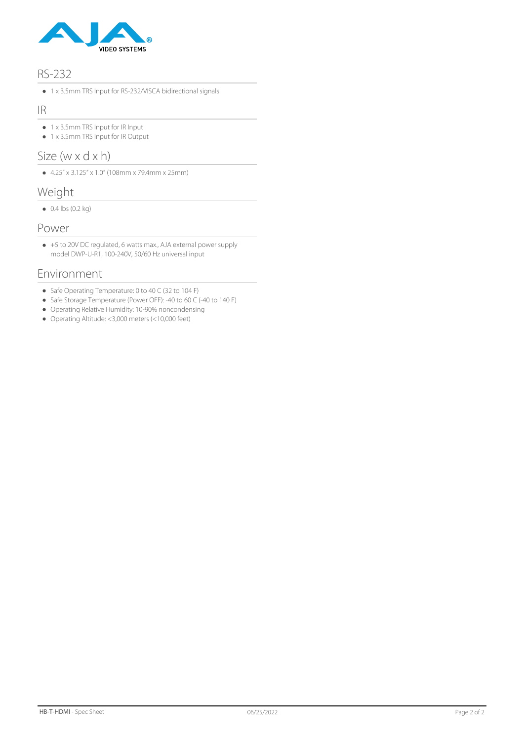## RS-232

- 1 x 3.5mm TRS Input for RS-232/VISCA bidirectional signals

## IR

- 1 x 3.5mm TRS Input for IR Input
- 1 x 3.5mm TRS Input for IR Output

## Size (w x d x h)

- 4.25" x 3.125" x 1.0" (108mm x 79.4mm x 25mm)

## Weight

- 0.4 lbs (0.2 kg)

## Power

- +5 to 20V DC regulated, 6 watts max., AJA external power supply model DWP-U-R1, 100-240V, 50/60 Hz universal input

## Environment

- Safe Operating Temperature: 0 to 40 C (32 to 104 F)
- Safe Storage Temperature (Power OFF): -40 to 60 C (-40 to 140 F)
- Operating Relative Humidity: 10-90% noncondensing
- Operating Altitude: <3,000 meters (<10,000 feet)